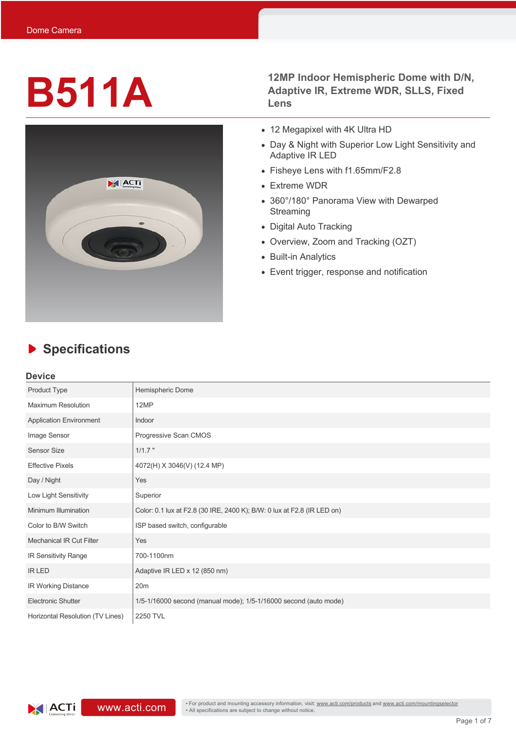Dome Camera

# B511A

## 12MP Indoor Hemispheric Dome with D/N, Adaptive IR, Extreme WDR, SLLS, Fixed Lens

- 12 Megapixel with 4K Ultra HD
- Day & Night with Superior Low Light Sensitivity and Adaptive IR LED
- Fisheye Lens with f1.65mm/F2.8
- Extreme WDR
- 360°/180° Panorama View with Dewarped Streaming
- Digital Auto Tracking
- Overview, Zoom and Tracking (OZT)
- Built-in Analytics
- Event trigger, response and notification

## Specifications

### Device

| | |
|---|---|
| Product Type | Hemispheric Dome |
| Maximum Resolution | 12MP |
| Application Environment | Indoor |
| Image Sensor | Progressive Scan CMOS |
| Sensor Size | 1/1.7 " |
| Effective Pixels | 4072(H) X 3046(V) (12.4 MP) |
| Day / Night | Yes |
| Low Light Sensitivity | Superior |
| Minimum Illumination | Color: 0.1 lux at F2.8 (30 IRE, 2400 K); B/W: 0 lux at F2.8 (IR LED on) |
| Color to B/W Switch | ISP based switch, configurable |
| Mechanical IR Cut Filter | Yes |
| IR Sensitivity Range | 700-1100nm |
| IR LED | Adaptive IR LED x 12 (850 nm) |
| IR Working Distance | 20m |
| Electronic Shutter | 1/5-1/16000 second (manual mode); 1/5-1/16000 second (auto mode) |
| Horizontal Resolution (TV Lines) | 2250 TVL |

www.acti.com

• For product and mounting accessory information, visit: www.acti.com/products and www.acti.com/mountingselector
• All specifications are subject to change without notice.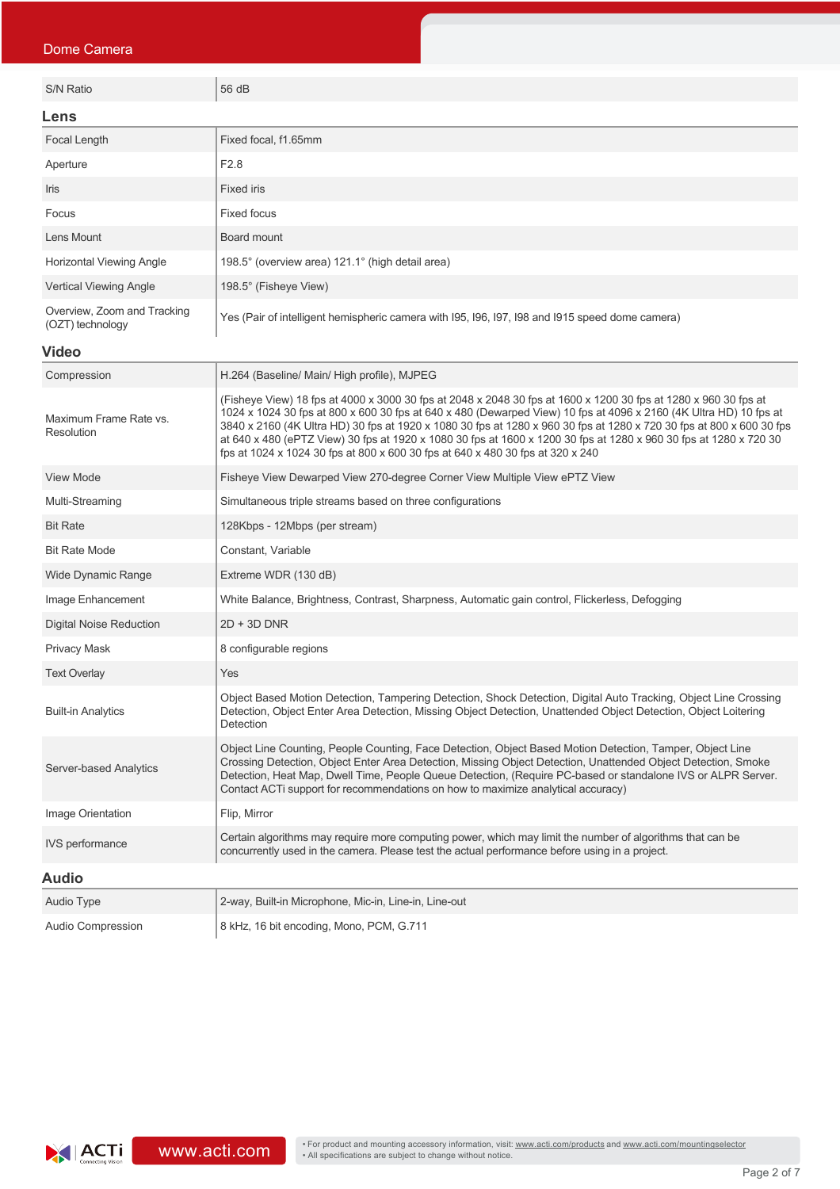| | |
|---|---|
| S/N Ratio | 56 dB |

## Lens

| | |
|---|---|
| Focal Length | Fixed focal, f1.65mm |
| Aperture | F2.8 |
| Iris | Fixed iris |
| Focus | Fixed focus |
| Lens Mount | Board mount |
| Horizontal Viewing Angle | 198.5° (overview area) 121.1° (high detail area) |
| Vertical Viewing Angle | 198.5° (Fisheye View) |
| Overview, Zoom and Tracking (OZT) technology | Yes (Pair of intelligent hemispheric camera with I95, I96, I97, I98 and I915 speed dome camera) |

## Video

| | |
|---|---|
| Compression | H.264 (Baseline/ Main/ High profile), MJPEG |
| Maximum Frame Rate vs. Resolution | (Fisheye View) 18 fps at 4000 x 3000 30 fps at 2048 x 2048 30 fps at 1600 x 1200 30 fps at 1280 x 960 30 fps at 1024 x 1024 30 fps at 800 x 600 30 fps at 640 x 480 (Dewarped View) 10 fps at 4096 x 2160 (4K Ultra HD) 10 fps at 3840 x 2160 (4K Ultra HD) 30 fps at 1920 x 1080 30 fps at 1280 x 960 30 fps at 1280 x 720 30 fps at 800 x 600 30 fps at 640 x 480 (ePTZ View) 30 fps at 1920 x 1080 30 fps at 1600 x 1200 30 fps at 1280 x 960 30 fps at 1280 x 720 30 fps at 1024 x 1024 30 fps at 800 x 600 30 fps at 640 x 480 30 fps at 320 x 240 |
| View Mode | Fisheye View Dewarped View 270-degree Corner View Multiple View ePTZ View |
| Multi-Streaming | Simultaneous triple streams based on three configurations |
| Bit Rate | 128Kbps - 12Mbps (per stream) |
| Bit Rate Mode | Constant, Variable |
| Wide Dynamic Range | Extreme WDR (130 dB) |
| Image Enhancement | White Balance, Brightness, Contrast, Sharpness, Automatic gain control, Flickerless, Defogging |
| Digital Noise Reduction | 2D + 3D DNR |
| Privacy Mask | 8 configurable regions |
| Text Overlay | Yes |
| Built-in Analytics | Object Based Motion Detection, Tampering Detection, Shock Detection, Digital Auto Tracking, Object Line Crossing Detection, Object Enter Area Detection, Missing Object Detection, Unattended Object Detection, Object Loitering Detection |
| Server-based Analytics | Object Line Counting, People Counting, Face Detection, Object Based Motion Detection, Tamper, Object Line Crossing Detection, Object Enter Area Detection, Missing Object Detection, Unattended Object Detection, Smoke Detection, Heat Map, Dwell Time, People Queue Detection, (Require PC-based or standalone IVS or ALPR Server. Contact ACTi support for recommendations on how to maximize analytical accuracy) |
| Image Orientation | Flip, Mirror |
| IVS performance | Certain algorithms may require more computing power, which may limit the number of algorithms that can be concurrently used in the camera. Please test the actual performance before using in a project. |

## Audio

| | |
|---|---|
| Audio Type | 2-way, Built-in Microphone, Mic-in, Line-in, Line-out |
| Audio Compression | 8 kHz, 16 bit encoding, Mono, PCM, G.711 |

www.acti.com

• For product and mounting accessory information, visit: www.acti.com/products and www.acti.com/mountingselector
• All specifications are subject to change without notice.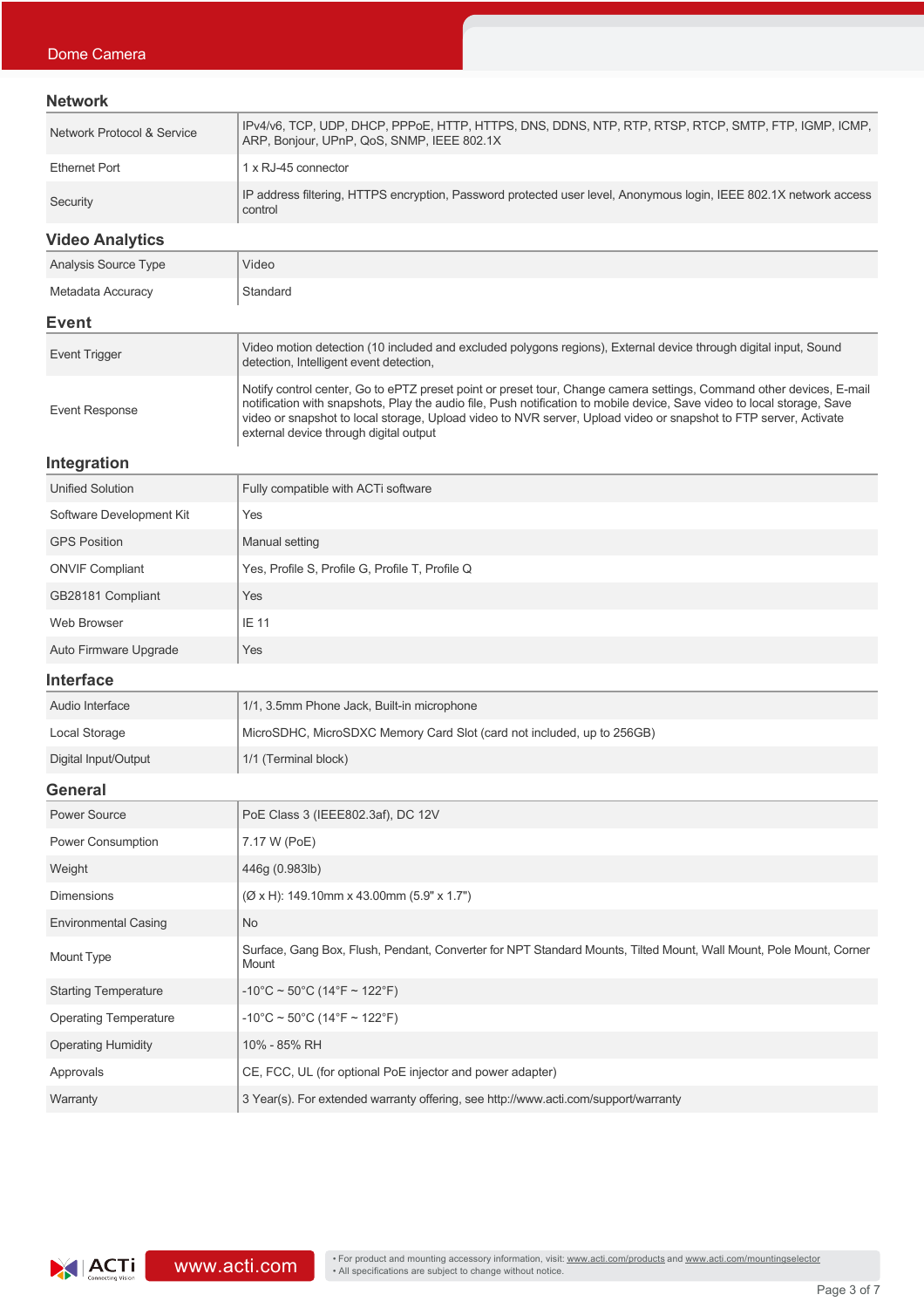## Network

| | |
|---|---|
| Network Protocol & Service | IPv4/v6, TCP, UDP, DHCP, PPPoE, HTTP, HTTPS, DNS, DDNS, NTP, RTP, RTSP, RTCP, SMTP, FTP, IGMP, ICMP, ARP, Bonjour, UPnP, QoS, SNMP, IEEE 802.1X |
| Ethernet Port | 1 x RJ-45 connector |
| Security | IP address filtering, HTTPS encryption, Password protected user level, Anonymous login, IEEE 802.1X network access control |

## Video Analytics

| | |
|---|---|
| Analysis Source Type | Video |
| Metadata Accuracy | Standard |

## Event

| | |
|---|---|
| Event Trigger | Video motion detection (10 included and excluded polygons regions), External device through digital input, Sound detection, Intelligent event detection, |
| Event Response | Notify control center, Go to ePTZ preset point or preset tour, Change camera settings, Command other devices, E-mail notification with snapshots, Play the audio file, Push notification to mobile device, Save video to local storage, Save video or snapshot to local storage, Upload video to NVR server, Upload video or snapshot to FTP server, Activate external device through digital output |

## Integration

| | |
|---|---|
| Unified Solution | Fully compatible with ACTi software |
| Software Development Kit | Yes |
| GPS Position | Manual setting |
| ONVIF Compliant | Yes, Profile S, Profile G, Profile T, Profile Q |
| GB28181 Compliant | Yes |
| Web Browser | IE 11 |
| Auto Firmware Upgrade | Yes |

## Interface

| | |
|---|---|
| Audio Interface | 1/1, 3.5mm Phone Jack, Built-in microphone |
| Local Storage | MicroSDHC, MicroSDXC Memory Card Slot (card not included, up to 256GB) |
| Digital Input/Output | 1/1 (Terminal block) |

## General

| | |
|---|---|
| Power Source | PoE Class 3 (IEEE802.3af), DC 12V |
| Power Consumption | 7.17 W (PoE) |
| Weight | 446g (0.983lb) |
| Dimensions | (Ø x H): 149.10mm x 43.00mm (5.9" x 1.7") |
| Environmental Casing | No |
| Mount Type | Surface, Gang Box, Flush, Pendant, Converter for NPT Standard Mounts, Tilted Mount, Wall Mount, Pole Mount, Corner Mount |
| Starting Temperature | -10°C ~ 50°C (14°F ~ 122°F) |
| Operating Temperature | -10°C ~ 50°C (14°F ~ 122°F) |
| Operating Humidity | 10% - 85% RH |
| Approvals | CE, FCC, UL (for optional PoE injector and power adapter) |
| Warranty | 3 Year(s). For extended warranty offering, see http://www.acti.com/support/warranty |

www.acti.com

- For product and mounting accessory information, visit: www.acti.com/products and www.acti.com/mountingselector
- All specifications are subject to change without notice.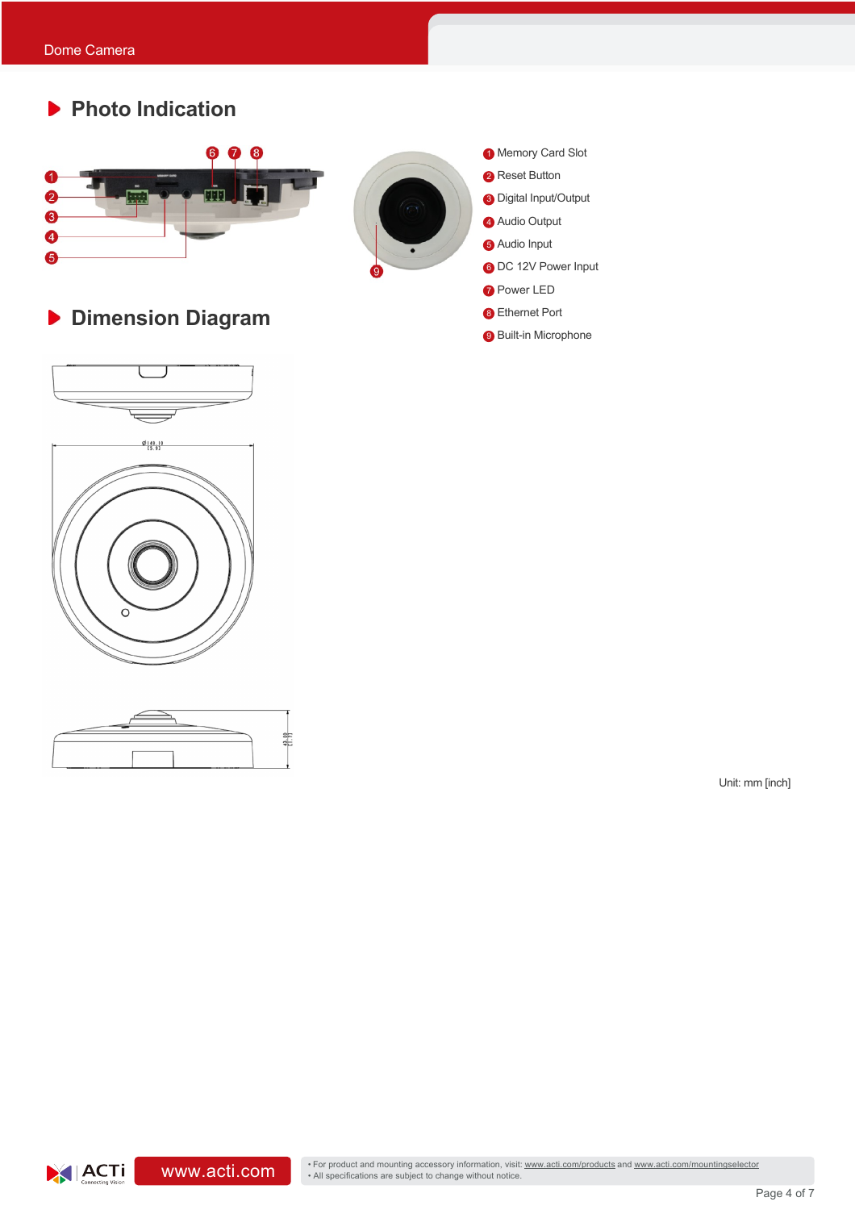## Photo Indication

1. Memory Card Slot
2. Reset Button
3. Digital Input/Output
4. Audio Output
5. Audio Input
6. DC 12V Power Input
7. Power LED
8. Ethernet Port
9. Built-in Microphone

## Dimension Diagram

Unit: mm [inch]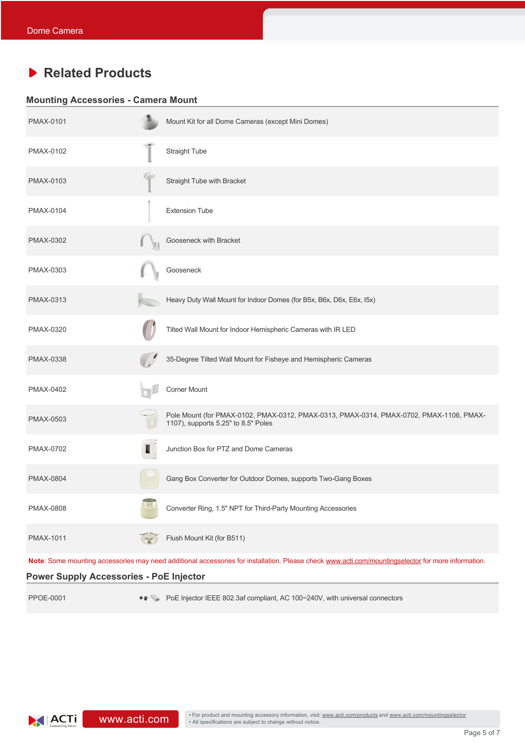## Related Products

### Mounting Accessories - Camera Mount

| | |
|---|---|
| PMAX-0101 | Mount Kit for all Dome Cameras (except Mini Domes) |
| PMAX-0102 | Straight Tube |
| PMAX-0103 | Straight Tube with Bracket |
| PMAX-0104 | Extension Tube |
| PMAX-0302 | Gooseneck with Bracket |
| PMAX-0303 | Gooseneck |
| PMAX-0313 | Heavy Duty Wall Mount for Indoor Domes (for B5x, B6x, D6x, E6x, I5x) |
| PMAX-0320 | Tilted Wall Mount for Indoor Hemispheric Cameras with IR LED |
| PMAX-0338 | 35-Degree Tilted Wall Mount for Fisheye and Hemispheric Cameras |
| PMAX-0402 | Corner Mount |
| PMAX-0503 | Pole Mount (for PMAX-0102, PMAX-0312, PMAX-0313, PMAX-0314, PMAX-0702, PMAX-1106, PMAX-1107), supports 5.25" to 8.5" Poles |
| PMAX-0702 | Junction Box for PTZ and Dome Cameras |
| PMAX-0804 | Gang Box Converter for Outdoor Domes, supports Two-Gang Boxes |
| PMAX-0808 | Converter Ring, 1.5" NPT for Third-Party Mounting Accessories |
| PMAX-1011 | Flush Mount Kit (for B511) |

**Note**: Some mounting accessories may need additional accessories for installation. Please check www.acti.com/mountingselector for more information.

### Power Supply Accessories - PoE Injector

| | |
|---|---|
| PPOE-0001 | PoE Injector IEEE 802.3af compliant, AC 100~240V, with universal connectors |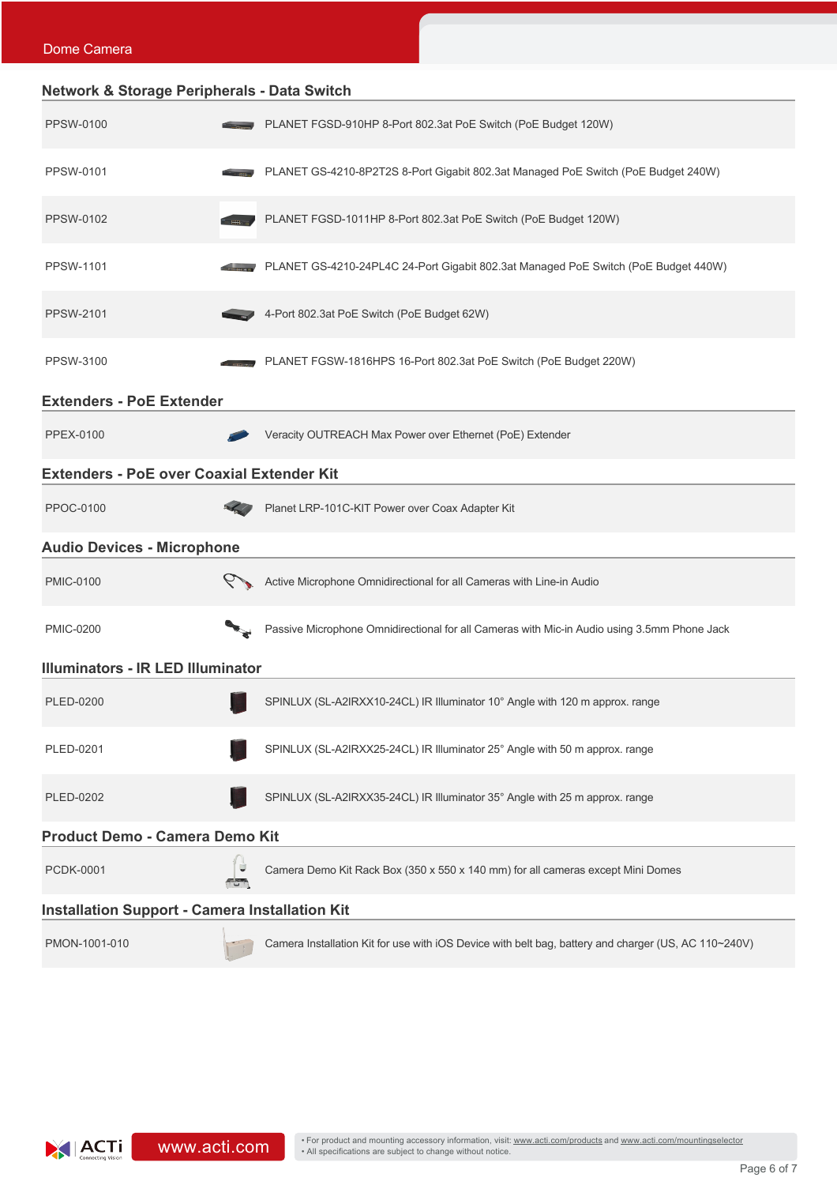## Network & Storage Peripherals - Data Switch

| | |
|---|---|
| PPSW-0100 | PLANET FGSD-910HP 8-Port 802.3at PoE Switch (PoE Budget 120W) |
| PPSW-0101 | PLANET GS-4210-8P2T2S 8-Port Gigabit 802.3at Managed PoE Switch (PoE Budget 240W) |
| PPSW-0102 | PLANET FGSD-1011HP 8-Port 802.3at PoE Switch (PoE Budget 120W) |
| PPSW-1101 | PLANET GS-4210-24PL4C 24-Port Gigabit 802.3at Managed PoE Switch (PoE Budget 440W) |
| PPSW-2101 | 4-Port 802.3at PoE Switch (PoE Budget 62W) |
| PPSW-3100 | PLANET FGSW-1816HPS 16-Port 802.3at PoE Switch (PoE Budget 220W) |

## Extenders - PoE Extender

| | |
|---|---|
| PPEX-0100 | Veracity OUTREACH Max Power over Ethernet (PoE) Extender |

## Extenders - PoE over Coaxial Extender Kit

| | |
|---|---|
| PPOC-0100 | Planet LRP-101C-KIT Power over Coax Adapter Kit |

## Audio Devices - Microphone

| | |
|---|---|
| PMIC-0100 | Active Microphone Omnidirectional for all Cameras with Line-in Audio |
| PMIC-0200 | Passive Microphone Omnidirectional for all Cameras with Mic-in Audio using 3.5mm Phone Jack |

## Illuminators - IR LED Illuminator

| | |
|---|---|
| PLED-0200 | SPINLUX (SL-A2IRXX10-24CL) IR Illuminator 10° Angle with 120 m approx. range |
| PLED-0201 | SPINLUX (SL-A2IRXX25-24CL) IR Illuminator 25° Angle with 50 m approx. range |
| PLED-0202 | SPINLUX (SL-A2IRXX35-24CL) IR Illuminator 35° Angle with 25 m approx. range |

## Product Demo - Camera Demo Kit

| | |
|---|---|
| PCDK-0001 | Camera Demo Kit Rack Box (350 x 550 x 140 mm) for all cameras except Mini Domes |

## Installation Support - Camera Installation Kit

| | |
|---|---|
| PMON-1001-010 | Camera Installation Kit for use with iOS Device with belt bag, battery and charger (US, AC 110~240V) |

• For product and mounting accessory information, visit: www.acti.com/products and www.acti.com/mountingselector
• All specifications are subject to change without notice.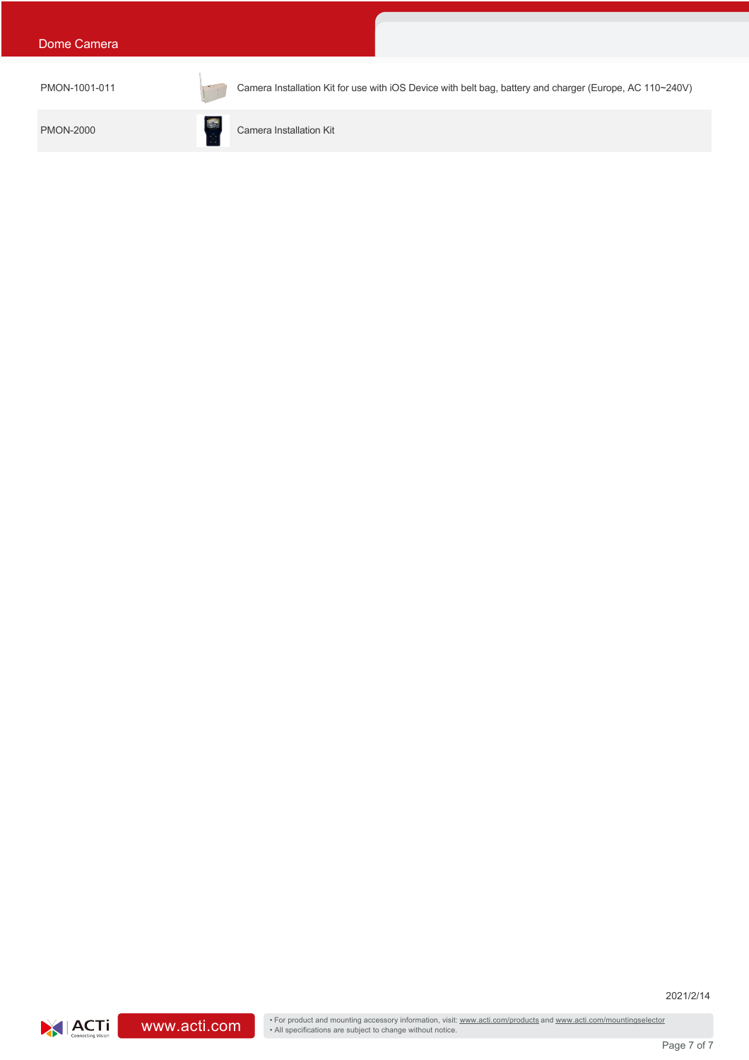| | |
|---|---|
| PMON-1001-011 | Camera Installation Kit for use with iOS Device with belt bag, battery and charger (Europe, AC 110~240V) |
| PMON-2000 | Camera Installation Kit |

2021/2/14

www.acti.com

• For product and mounting accessory information, visit: www.acti.com/products and www.acti.com/mountingselector
• All specifications are subject to change without notice.